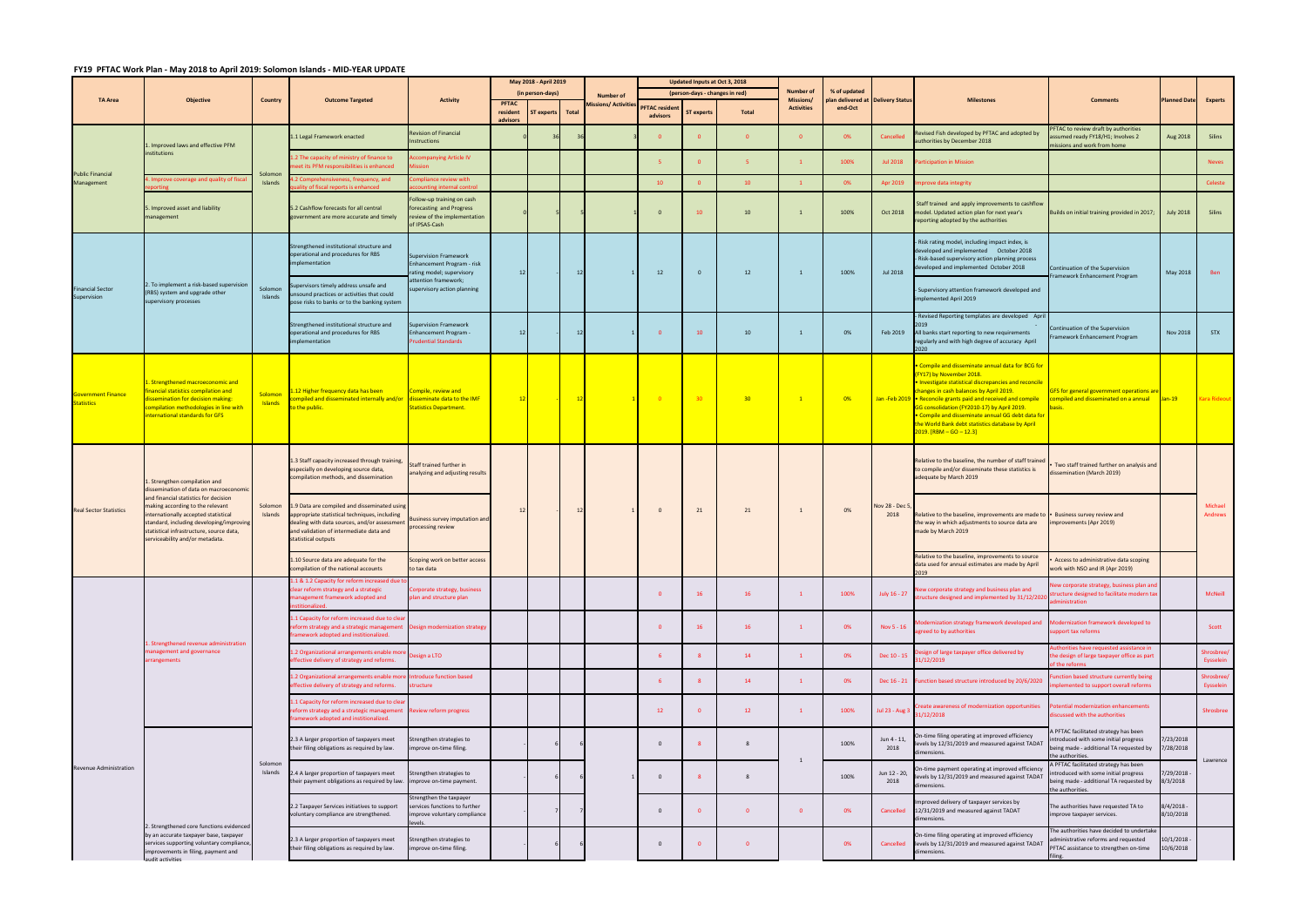# FY19 PFTAC Work Plan - May 2018 to April 2019: Solomon Islands - MID-YEAR UPDATE

| TA Area | Objective | Country | Outcome Targeted | Activity | May 2018 - April 2019 (in person-days) | | | Number of Missions/ Activities | Updated Inputs at Oct 3, 2018 (person-days - changes in red) | | | Number of Missions/ Activities | % of updated plan delivered at end-Oct | Delivery Status | Milestones | Comments | Planned Date | Experts |
|---|---|---|---|---|---|---|---|---|---|---|---|---|---|---|---|---|---|---|
| | | | | | PFTAC resident advisors | ST experts | Total | | PFTAC resident advisors | ST experts | Total | | | | | | | |
| Public Financial Management | 1. Improved laws and effective PFM institutions | Solomon Islands | 1.1 Legal Framework enacted | Revision of Financial Instructions | 0 | 36 | 36 | 3 | 0 | 0 | 0 | 0 | 0% | Cancelled | Revised Fish developed by PFTAC and adopted by authorities by December 2018 | PFTAC to review draft by authorities assumed ready FY18/H1; Involves 2 missions and work from home | Aug 2018 | Silins |
| | | | 1.2 The capacity of ministry of finance to meet its PFM responsibilities is enhanced | Accompanying Article IV Mission | | | | | 5 | 0 | 5 | 1 | 100% | Jul 2018 | Participation in Mission | | | Neves |
| | 4. Improve coverage and quality of fiscal reporting | | 4.2 Comprehensiveness, frequency, and quality of fiscal reports is enhanced | Compliance review with accounting internal control | | | | | 10 | 0 | 10 | 1 | 0% | Apr 2019 | Improve data integrity | | | Celeste |
| | 5. Improved asset and liability management | | 5.2 Cashflow forecasts for all central government are more accurate and timely | Follow-up training on cash forecasting and Progress review of the implementation of IPSAS-Cash | 0 | 5 | 5 | 1 | 0 | 10 | 10 | 1 | 100% | Oct 2018 | Staff trained and apply improvements to cashflow model. Updated action plan for next year's reporting adopted by the authorities | Builds on initial training provided in 2017; | July 2018 | Silins |
| Financial Sector Supervision | 2. To implement a risk-based supervision (RBS) system and upgrade other supervisory processes | Solomon Islands | Strengthened institutional structure and operational and procedures for RBS implementation<br>Supervisors timely address unsafe and unsound practices or activities that could pose risks to banks or to the banking system | Supervision Framework Enhancement Program - risk rating model; supervisory attention framework; supervisory action planning | 12 | - | 12 | 1 | 12 | 0 | 12 | 1 | 100% | Jul 2018 | - Risk rating model, including impact index, is developed and implemented October 2018<br>- Risk-based supervisory action planning process developed and implemented October 2018<br>- Supervisory attention framework developed and implemented April 2019 | Continuation of the Supervision Framework Enhancement Program | May 2018 | Ben |
| | | | Strengthened institutional structure and operational and procedures for RBS implementation | Supervision Framework Enhancement Program - Prudential Standards | 12 | - | 12 | 1 | 0 | 10 | 10 | 1 | 0% | Feb 2019 | - Revised Reporting templates are developed April 2019<br>- All banks start reporting to new requirements regularly and with high degree of accuracy April 2020 | Continuation of the Supervision Framework Enhancement Program | Nov 2018 | STX |
| Government Finance Statistics | 1. Strengthened macroeconomic and financial statistics compilation and dissemination for decision making: compilation methodologies in line with international standards for GFS | Solomon Islands | 1.12 Higher frequency data has been compiled and disseminated internally and/or to the public. | Compile, review and disseminate data to the IMF Statistics Department. | 12 | - | 12 | 1 | 0 | 30 | 30 | 1 | 0% | Jan -Feb 2019 | • Compile and disseminate annual data for BCG for (FY17) by November 2018.<br>• Investigate statistical discrepancies and reconcile changes in cash balances by April 2019.<br>• Reconcile grants paid and received and compile GG consolidation (FY2010-17) by April 2019.<br>• Compile and disseminate annual GG debt data for the World Bank debt statistics database by April 2019. [RBM – GO – 12.3] | GFS for general government operations are compiled and disseminated on a annual basis. | Jan-19 | Kara Rideout |
| Real Sector Statistics | 1. Strengthen compilation and dissemination of data on macroeconomic and financial statistics for decision making according to the relevant internationally accepted statistical standard, including developing/improving statistical infrastructure, source data, serviceability and/or metadata. | Solomon Islands | 1.3 Staff capacity increased through training, especially on developing source data, compilation methods, and dissemination | Staff trained further in analyzing and adjusting results | 12 | | 12 | 1 | 0 | 21 | 21 | 1 | 0% | Nov 28 - Dec 5, 2018 | Relative to the baseline, the number of staff trained to compile and/or disseminate these statistics is adequate by March 2019 | • Two staff trained further on analysis and dissemination (March 2019) | | Michael Andrews |
| | | | 1.9 Data are compiled and disseminated using appropriate statistical techniques, including dealing with data sources, and/or assessment and validation of intermediate data and statistical outputs | Business survey imputation and processing review | | | | | | | | | | | Relative to the baseline, improvements are made to the way in which adjustments to source data are made by March 2019 | • Business survey review and improvements (Apr 2019) | | |
| | | | 1.10 Source data are adequate for the compilation of the national accounts | Scoping work on better access to tax data | | | | | | | | | | | Relative to the baseline, improvements to source data used for annual estimates are made by April 2019 | • Access to administrative data scoping work with NSO and IR (Apr 2019) | | |
| Revenue Administration | 1. Strengthened revenue administration management and governance arrangements | Solomon Islands | 1.1 & 1.2 Capacity for reform increased due to clear reform strategy and a strategic management framework adopted and institutionalized. | Corporate strategy, business plan and structure plan | | | | | 0 | 16 | 16 | 1 | 100% | July 16 - 27 | New corporate strategy and business plan and structure designed and implemented by 31/12/2020 | New corporate strategy, business plan and structure designed to facilitate modern tax administration | | McNeill |
| | | | 1.1 Capacity for reform increased due to clear reform strategy and a strategic management framework adopted and institutionalized. | Design modernization strategy | | | | | 0 | 16 | 16 | 1 | 0% | Nov 5 - 16 | Modernization strategy framework developed and agreed to by authorities | Modernization framework developed to support tax reforms | | Scott |
| | | | 1.2 Organizational arrangements enable more effective delivery of strategy and reforms. | Design a LTO | | | | | 6 | 8 | 14 | 1 | 0% | Dec 10 - 15 | Design of large taxpayer office delivered by 31/12/2019 | Authorities have requested assistance in the design of large taxpayer office as part of the reforms | | Shrosbree/ Eysselein |
| | | | 1.2 Organizational arrangements enable more effective delivery of strategy and reforms. | Introduce function based structure | | | | | 6 | 8 | 14 | 1 | 0% | Dec 16 - 21 | Function based structure introduced by 20/6/2020 | Function based structure currently being implemented to support overall reforms | | Shrosbree/ Eysselein |
| | | | 1.1 Capacity for reform increased due to clear reform strategy and a strategic management framework adopted and institutionalized. | Review reform progress | | | | | 12 | 0 | 12 | 1 | 100% | Jul 23 - Aug 3 | Create awareness of modernization opportunities 31/12/2018 | Potential modernization enhancements discussed with the authorities | | Shrosbree |
| | 2. Strengthened core functions evidenced by an accurate taxpayer base, taxpayer services supporting voluntary compliance, improvements in filing, payment and audit activities | | 2.3 A larger proportion of taxpayers meet their filing obligations as required by law. | Strengthen strategies to improve on-time filing. | - | 6 | 6 | 1 | 0 | 8 | 8 | 1 | 100% | Jun 4 - 11, 2018 | On-time filing operating at improved efficiency levels by 12/31/2019 and measured against TADAT dimensions. | A PFTAC facilitated strategy has been introduced with some initial progress being made - additional TA requested by the authorities. | 7/23/2018<br>7/28/2018 | Lawrence |
| | | | 2.4 A larger proportion of taxpayers meet their payment obligations as required by law. | Strengthen strategies to improve on-time payment. | - | 6 | 6 | | 0 | 8 | 8 | | 100% | Jun 12 - 20, 2018 | On-time payment operating at improved efficiency levels by 12/31/2019 and measured against TADAT dimensions. | A PFTAC facilitated strategy has been introduced with some initial progress being made - additional TA requested by the authorities. | 7/29/2018 - 8/3/2018 | |
| | | | 2.2 Taxpayer Services initiatives to support voluntary compliance are strengthened. | Strengthen the taxpayer services functions to further improve voluntary compliance levels. | - | 7 | 7 | | 0 | 0 | 0 | 0 | 0% | Cancelled | Improved delivery of taxpayer services by 12/31/2019 and measured against TADAT dimensions. | The authorities have requested TA to improve taxpayer services. | 8/4/2018 - 8/10/2018 | |
| | | | 2.3 A larger proportion of taxpayers meet their filing obligations as required by law. | Strengthen strategies to improve on-time filing. | - | 6 | 6 | | 0 | 0 | 0 | | 0% | Cancelled | On-time filing operating at improved efficiency levels by 12/31/2019 and measured against TADAT dimensions. | The authorities have decided to undertake administrative reforms and requested PFTAC assistance to strengthen on-time filing. | 10/1/2018 - 10/6/2018 | |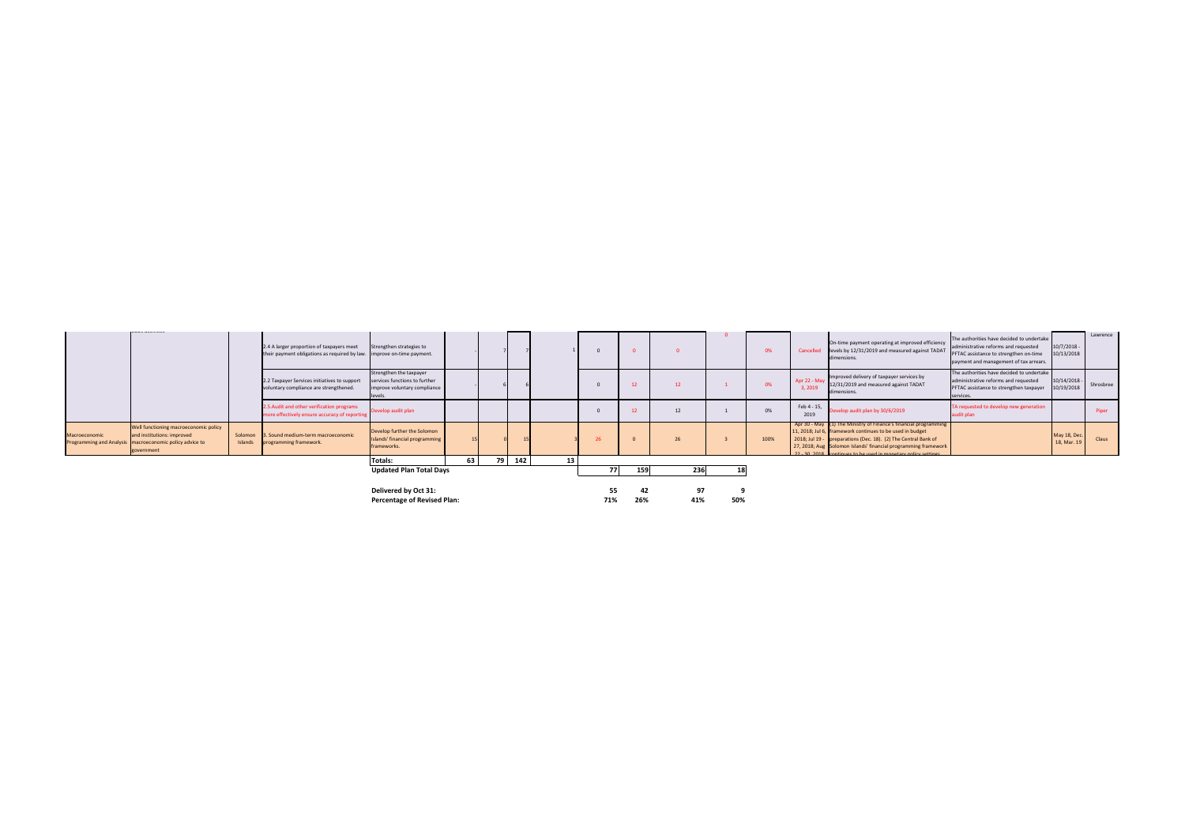| | | | | | | | | | | | | | | | | | | |
|---|---|---|---|---|---|---|---|---|---|---|---|---|---|---|---|---|---|---|
| | | | 2.4 A larger proportion of taxpayers meet their payment obligations as required by law. | Strengthen strategies to improve on-time payment. | - | 7 | 7 | 1 | 0 | 0 | 0 | 0 | 0% | Cancelled | On-time payment operating at improved efficiency levels by 12/31/2019 and measured against TADAT dimensions. | The authorities have decided to undertake administrative reforms and requested PFTAC assistance to strengthen on-time payment and management of tax arrears. | 10/7/2018 - 10/13/2018 | Lawrence |
| | | | 2.2 Taxpayer Services initiatives to support voluntary compliance are strengthened. | Strengthen the taxpayer services functions to further improve voluntary compliance levels. | - | 6 | 6 | | 0 | 12 | 12 | 1 | 0% | Apr 22 - May 3, 2019 | Improved delivery of taxpayer services by 12/31/2019 and measured against TADAT dimensions. | The authorities have decided to undertake administrative reforms and requested PFTAC assistance to strengthen taxpayer services. | 10/14/2018 - 10/19/2018 | Shrosbree |
| | | | 2.5 Audit and other verification programs more effectively ensure accuracy of reporting | Develop audit plan | | | | | 0 | 12 | 12 | 1 | 0% | Feb 4 - 15, 2019 | Develop audit plan by 30/6/2019 | TA requested to develop new generation audit plan | | Piper |
| Macroeconomic Programming and Analysis | Well functioning macroeconomic policy and institutions: improved macroeconomic policy advice to government | Solomon Islands | 3. Sound medium-term macroeconomic programming framework. | Develop further the Solomon Islands' financial programming frameworks. | 15 | 0 | 15 | 3 | 26 | 0 | 26 | 3 | 100% | Apr 30 - May 11, 2018; Jul 6, 2018; Jul 19 - 27, 2018; Aug 22 - 30, 2018 | (1) The Ministry of Finance's financial programming framework continues to be used in budget preparations (Dec. 18). (2) The Central Bank of Solomon Islands' financial programming framework continues to be used in monetary policy settings | | May 18, Dec. 18, Mar. 19 | Claus |
| | | | **Totals:** | | **63** | **79** | **142** | **13** | | | | | | | | | | |
| | | | **Updated Plan Total Days** | | | | | | **77** | **159** | **236** | **18** | | | | | | |
| | | | **Delivered by Oct 31:** | | | | | | **55** | **42** | **97** | **9** | | | | | | |
| | | | **Percentage of Revised Plan:** | | | | | | **71%** | **26%** | **41%** | **50%** | | | | | | |